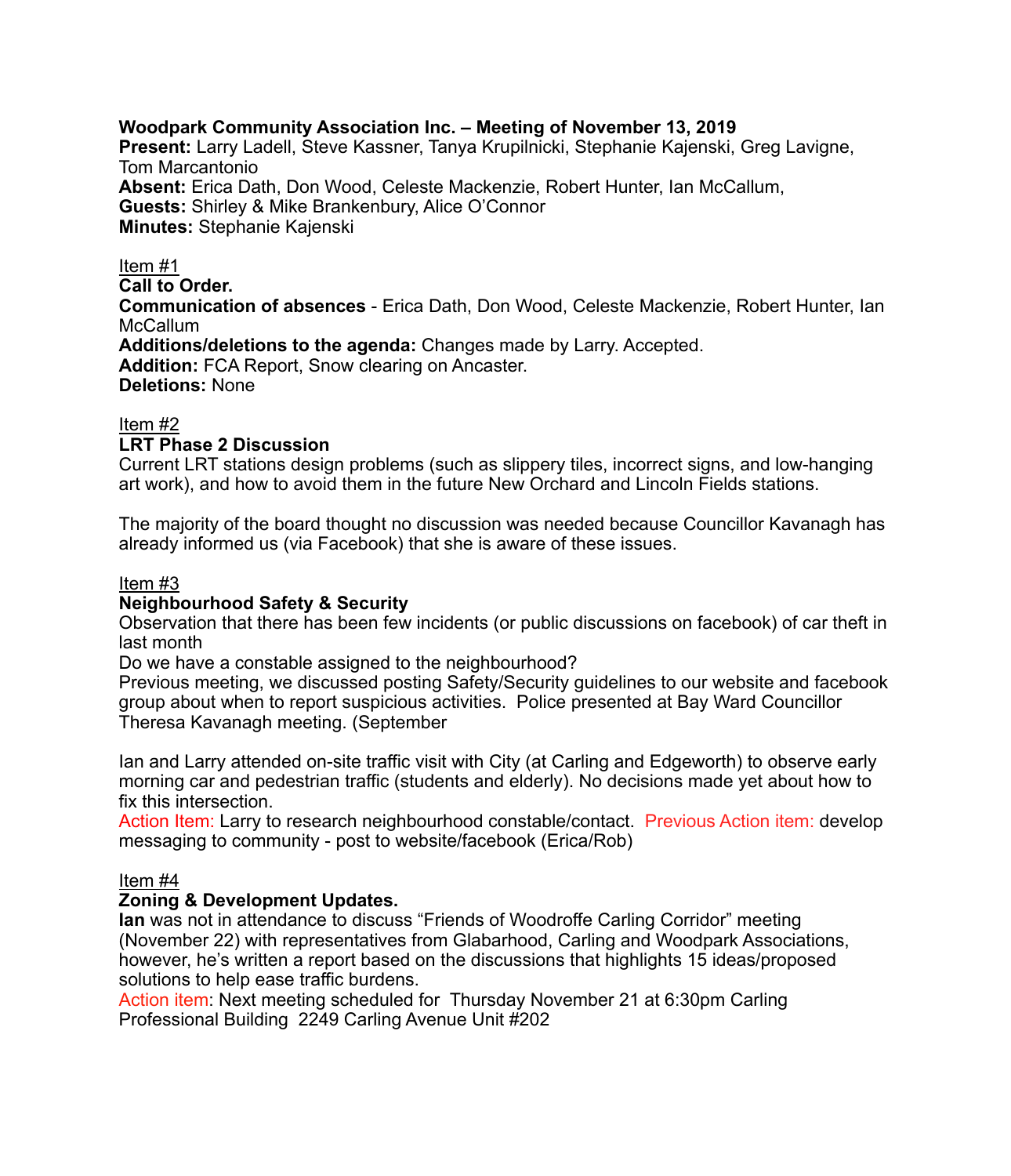**Woodpark Community Association Inc. – Meeting of November 13, 2019**
**Present:** Larry Ladell, Steve Kassner, Tanya Krupilnicki, Stephanie Kajenski, Greg Lavigne, Tom Marcantonio
**Absent:** Erica Dath, Don Wood, Celeste Mackenzie, Robert Hunter, Ian McCallum,
**Guests:** Shirley & Mike Brankenbury, Alice O'Connor
**Minutes:** Stephanie Kajenski

Item #1
**Call to Order.**
**Communication of absences** - Erica Dath, Don Wood, Celeste Mackenzie, Robert Hunter, Ian McCallum
**Additions/deletions to the agenda:** Changes made by Larry. Accepted.
**Addition:** FCA Report, Snow clearing on Ancaster.
**Deletions:** None

Item #2
**LRT Phase 2 Discussion**
Current LRT stations design problems (such as slippery tiles, incorrect signs, and low-hanging art work), and how to avoid them in the future New Orchard and Lincoln Fields stations.

The majority of the board thought no discussion was needed because Councillor Kavanagh has already informed us (via Facebook) that she is aware of these issues.

Item #3
**Neighbourhood Safety & Security**
Observation that there has been few incidents (or public discussions on facebook) of car theft in last month
Do we have a constable assigned to the neighbourhood?
Previous meeting, we discussed posting Safety/Security guidelines to our website and facebook group about when to report suspicious activities. Police presented at Bay Ward Councillor Theresa Kavanagh meeting. (September

Ian and Larry attended on-site traffic visit with City (at Carling and Edgeworth) to observe early morning car and pedestrian traffic (students and elderly). No decisions made yet about how to fix this intersection.
Action Item: Larry to research neighbourhood constable/contact. Previous Action item: develop messaging to community - post to website/facebook (Erica/Rob)

Item #4
**Zoning & Development Updates.**
**Ian** was not in attendance to discuss "Friends of Woodroffe Carling Corridor" meeting (November 22) with representatives from Glabarhood, Carling and Woodpark Associations, however, he's written a report based on the discussions that highlights 15 ideas/proposed solutions to help ease traffic burdens.
Action item: Next meeting scheduled for Thursday November 21 at 6:30pm Carling Professional Building 2249 Carling Avenue Unit #202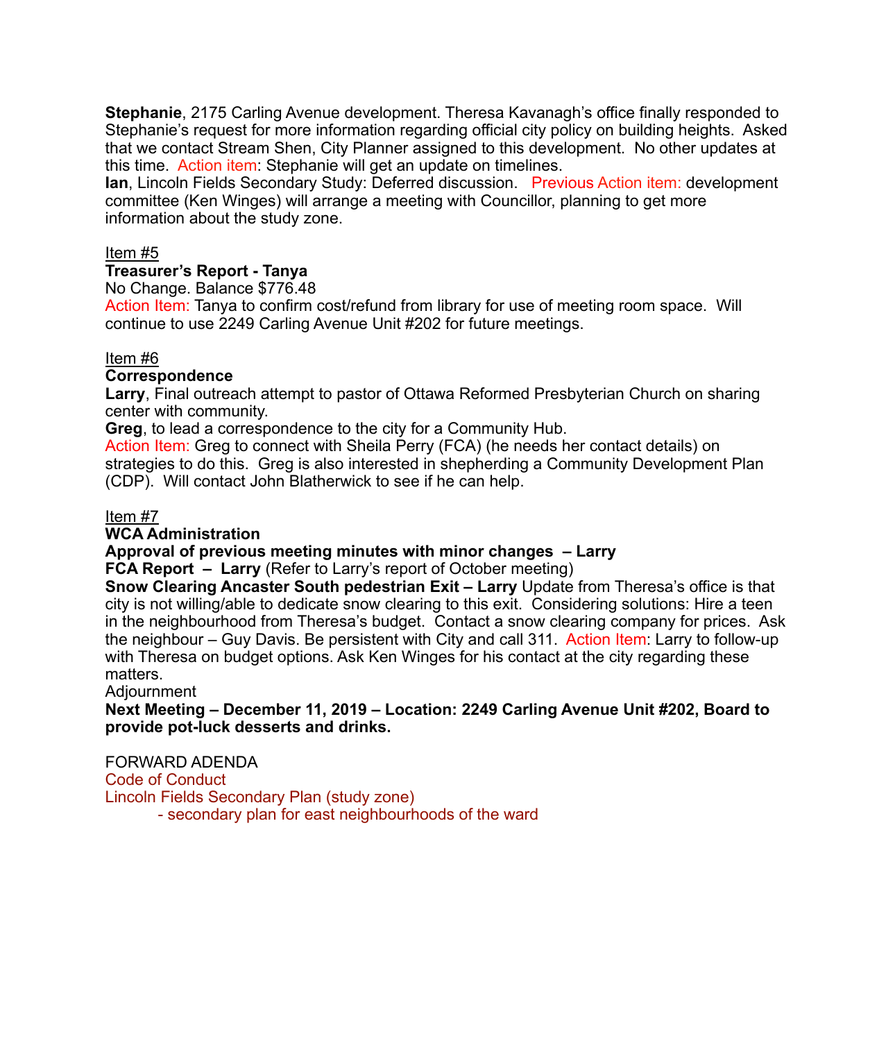**Stephanie**, 2175 Carling Avenue development. Theresa Kavanagh's office finally responded to Stephanie's request for more information regarding official city policy on building heights. Asked that we contact Stream Shen, City Planner assigned to this development. No other updates at this time. Action item: Stephanie will get an update on timelines.
**Ian**, Lincoln Fields Secondary Study: Deferred discussion. Previous Action item: development committee (Ken Winges) will arrange a meeting with Councillor, planning to get more information about the study zone.

Item #5
**Treasurer's Report - Tanya**
No Change. Balance $776.48
Action Item: Tanya to confirm cost/refund from library for use of meeting room space. Will continue to use 2249 Carling Avenue Unit #202 for future meetings.

Item #6
**Correspondence**
**Larry**, Final outreach attempt to pastor of Ottawa Reformed Presbyterian Church on sharing center with community.
**Greg**, to lead a correspondence to the city for a Community Hub.
Action Item: Greg to connect with Sheila Perry (FCA) (he needs her contact details) on strategies to do this. Greg is also interested in shepherding a Community Development Plan (CDP). Will contact John Blatherwick to see if he can help.

Item #7
**WCA Administration**
**Approval of previous meeting minutes with minor changes – Larry**
**FCA Report – Larry** (Refer to Larry's report of October meeting)
**Snow Clearing Ancaster South pedestrian Exit – Larry** Update from Theresa's office is that city is not willing/able to dedicate snow clearing to this exit. Considering solutions: Hire a teen in the neighbourhood from Theresa's budget. Contact a snow clearing company for prices. Ask the neighbour – Guy Davis. Be persistent with City and call 311. Action Item: Larry to follow-up with Theresa on budget options. Ask Ken Winges for his contact at the city regarding these matters.
Adjournment
**Next Meeting – December 11, 2019 – Location: 2249 Carling Avenue Unit #202, Board to provide pot-luck desserts and drinks.**

FORWARD ADENDA
Code of Conduct
Lincoln Fields Secondary Plan (study zone)
- secondary plan for east neighbourhoods of the ward